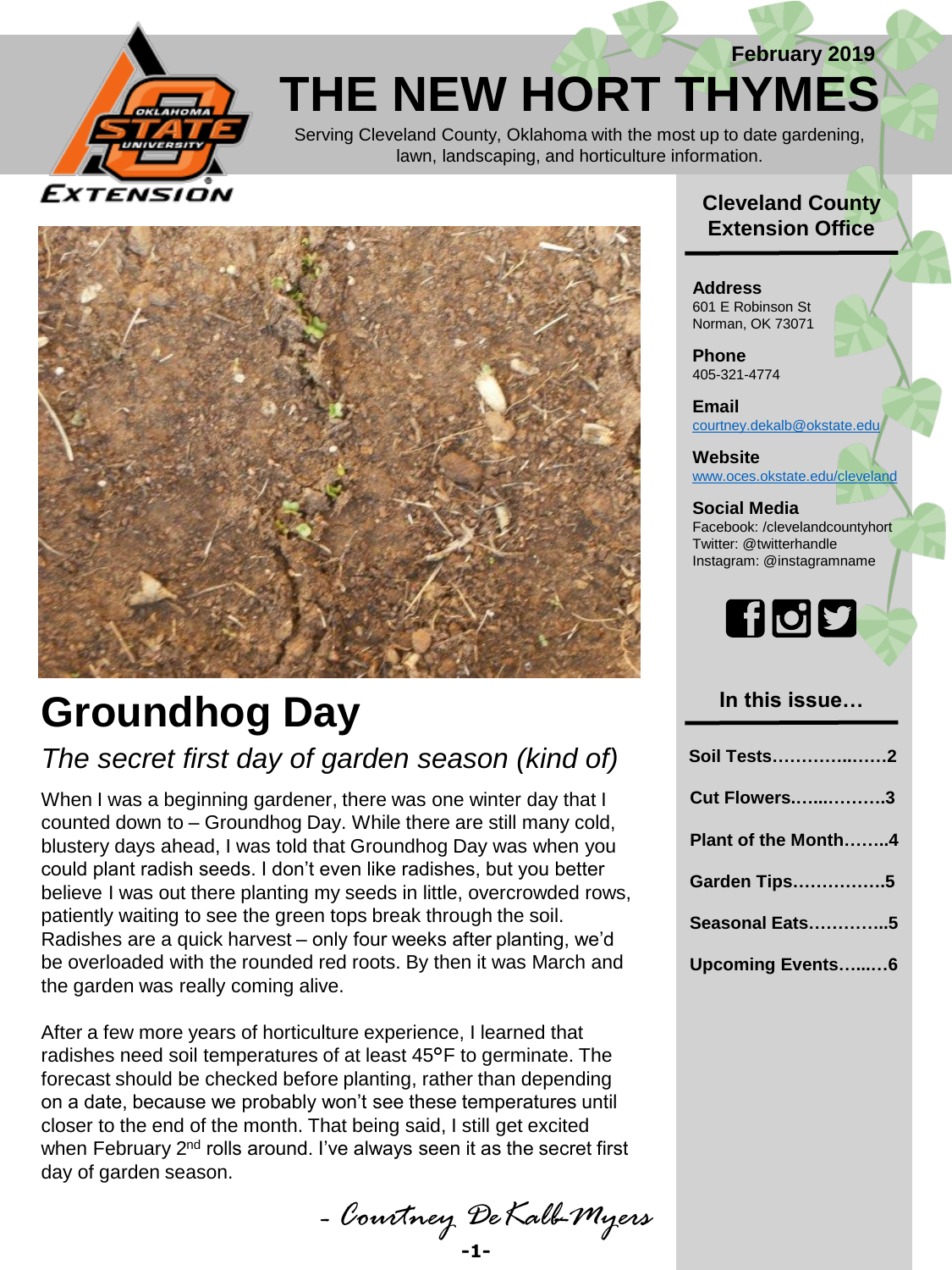February 2019

# THE NEW HORT THYMES

Serving Cleveland County, Oklahoma with the most up to date gardening, lawn, landscaping, and horticulture information.

## Groundhog Day

*The secret first day of garden season (kind of)*

When I was a beginning gardener, there was one winter day that I counted down to – Groundhog Day. While there are still many cold, blustery days ahead, I was told that Groundhog Day was when you could plant radish seeds. I don't even like radishes, but you better believe I was out there planting my seeds in little, overcrowded rows, patiently waiting to see the green tops break through the soil. Radishes are a quick harvest – only four weeks after planting, we'd be overloaded with the rounded red roots. By then it was March and the garden was really coming alive.

After a few more years of horticulture experience, I learned that radishes need soil temperatures of at least 45°F to germinate. The forecast should be checked before planting, rather than depending on a date, because we probably won't see these temperatures until closer to the end of the month. That being said, I still get excited when February 2nd rolls around. I've always seen it as the secret first day of garden season.

*- Courtney DeKalb-Myers*

### Cleveland County Extension Office

**Address**
601 E Robinson St
Norman, OK 73071

**Phone**
405-321-4774

**Email**
courtney.dekalb@okstate.edu

**Website**
www.oces.okstate.edu/cleveland

**Social Media**
Facebook: /clevelandcountyhort
Twitter: @twitterhandle
Instagram: @instagramname

### In this issue…

- **Soil Tests……………..……2**
- **Cut Flowers…...………….3**
- **Plant of the Month……..4**
- **Garden Tips…………….5**
- **Seasonal Eats…………..5**
- **Upcoming Events…...….6**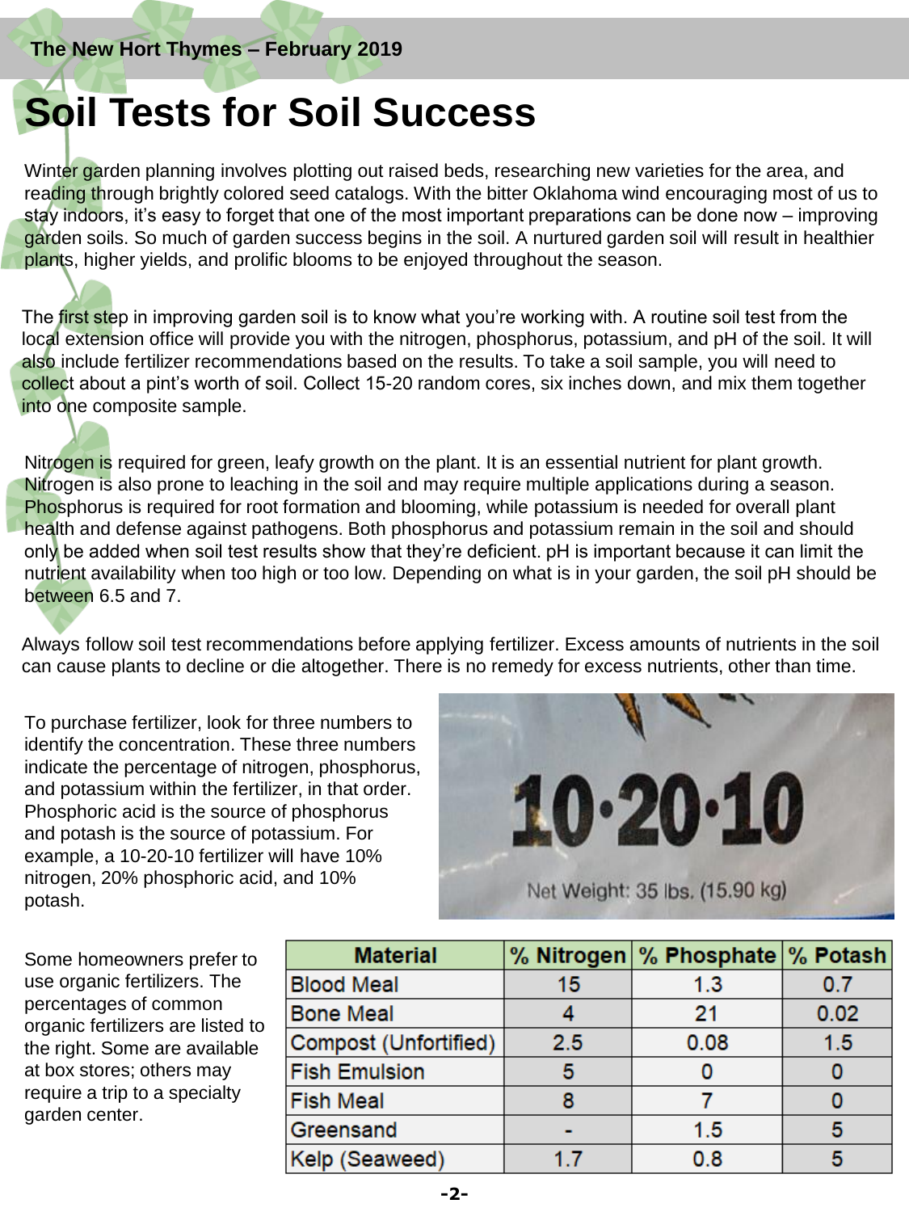# Soil Tests for Soil Success

Winter garden planning involves plotting out raised beds, researching new varieties for the area, and reading through brightly colored seed catalogs. With the bitter Oklahoma wind encouraging most of us to stay indoors, it's easy to forget that one of the most important preparations can be done now – improving garden soils. So much of garden success begins in the soil. A nurtured garden soil will result in healthier plants, higher yields, and prolific blooms to be enjoyed throughout the season.

The first step in improving garden soil is to know what you're working with. A routine soil test from the local extension office will provide you with the nitrogen, phosphorus, potassium, and pH of the soil. It will also include fertilizer recommendations based on the results. To take a soil sample, you will need to collect about a pint's worth of soil. Collect 15-20 random cores, six inches down, and mix them together into one composite sample.

Nitrogen is required for green, leafy growth on the plant. It is an essential nutrient for plant growth. Nitrogen is also prone to leaching in the soil and may require multiple applications during a season. Phosphorus is required for root formation and blooming, while potassium is needed for overall plant health and defense against pathogens. Both phosphorus and potassium remain in the soil and should only be added when soil test results show that they're deficient. pH is important because it can limit the nutrient availability when too high or too low. Depending on what is in your garden, the soil pH should be between 6.5 and 7.

Always follow soil test recommendations before applying fertilizer. Excess amounts of nutrients in the soil can cause plants to decline or die altogether. There is no remedy for excess nutrients, other than time.

To purchase fertilizer, look for three numbers to identify the concentration. These three numbers indicate the percentage of nitrogen, phosphorus, and potassium within the fertilizer, in that order. Phosphoric acid is the source of phosphorus and potash is the source of potassium. For example, a 10-20-10 fertilizer will have 10% nitrogen, 20% phosphoric acid, and 10% potash.

10·20·10

Net Weight: 35 lbs. (15.90 kg)

Some homeowners prefer to use organic fertilizers. The percentages of common organic fertilizers are listed to the right. Some are available at box stores; others may require a trip to a specialty garden center.

| Material | % Nitrogen | % Phosphate | % Potash |
|---|---|---|---|
| Blood Meal | 15 | 1.3 | 0.7 |
| Bone Meal | 4 | 21 | 0.02 |
| Compost (Unfortified) | 2.5 | 0.08 | 1.5 |
| Fish Emulsion | 5 | 0 | 0 |
| Fish Meal | 8 | 7 | 0 |
| Greensand | - | 1.5 | 5 |
| Kelp (Seaweed) | 1.7 | 0.8 | 5 |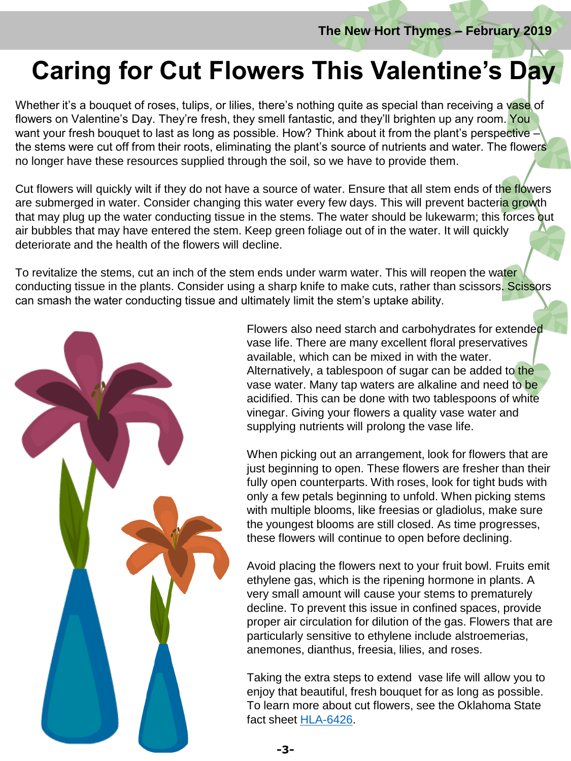# Caring for Cut Flowers This Valentine's Day

Whether it's a bouquet of roses, tulips, or lilies, there's nothing quite as special than receiving a vase of flowers on Valentine's Day. They're fresh, they smell fantastic, and they'll brighten up any room. You want your fresh bouquet to last as long as possible. How? Think about it from the plant's perspective – the stems were cut off from their roots, eliminating the plant's source of nutrients and water. The flowers no longer have these resources supplied through the soil, so we have to provide them.

Cut flowers will quickly wilt if they do not have a source of water. Ensure that all stem ends of the flowers are submerged in water. Consider changing this water every few days. This will prevent bacteria growth that may plug up the water conducting tissue in the stems. The water should be lukewarm; this forces out air bubbles that may have entered the stem. Keep green foliage out of in the water. It will quickly deteriorate and the health of the flowers will decline.

To revitalize the stems, cut an inch of the stem ends under warm water. This will reopen the water conducting tissue in the plants. Consider using a sharp knife to make cuts, rather than scissors. Scissors can smash the water conducting tissue and ultimately limit the stem's uptake ability.

Flowers also need starch and carbohydrates for extended vase life. There are many excellent floral preservatives available, which can be mixed in with the water. Alternatively, a tablespoon of sugar can be added to the vase water. Many tap waters are alkaline and need to be acidified. This can be done with two tablespoons of white vinegar. Giving your flowers a quality vase water and supplying nutrients will prolong the vase life.

When picking out an arrangement, look for flowers that are just beginning to open. These flowers are fresher than their fully open counterparts. With roses, look for tight buds with only a few petals beginning to unfold. When picking stems with multiple blooms, like freesias or gladiolus, make sure the youngest blooms are still closed. As time progresses, these flowers will continue to open before declining.

Avoid placing the flowers next to your fruit bowl. Fruits emit ethylene gas, which is the ripening hormone in plants. A very small amount will cause your stems to prematurely decline. To prevent this issue in confined spaces, provide proper air circulation for dilution of the gas. Flowers that are particularly sensitive to ethylene include alstroemerias, anemones, dianthus, freesia, lilies, and roses.

Taking the extra steps to extend vase life will allow you to enjoy that beautiful, fresh bouquet for as long as possible. To learn more about cut flowers, see the Oklahoma State fact sheet HLA-6426.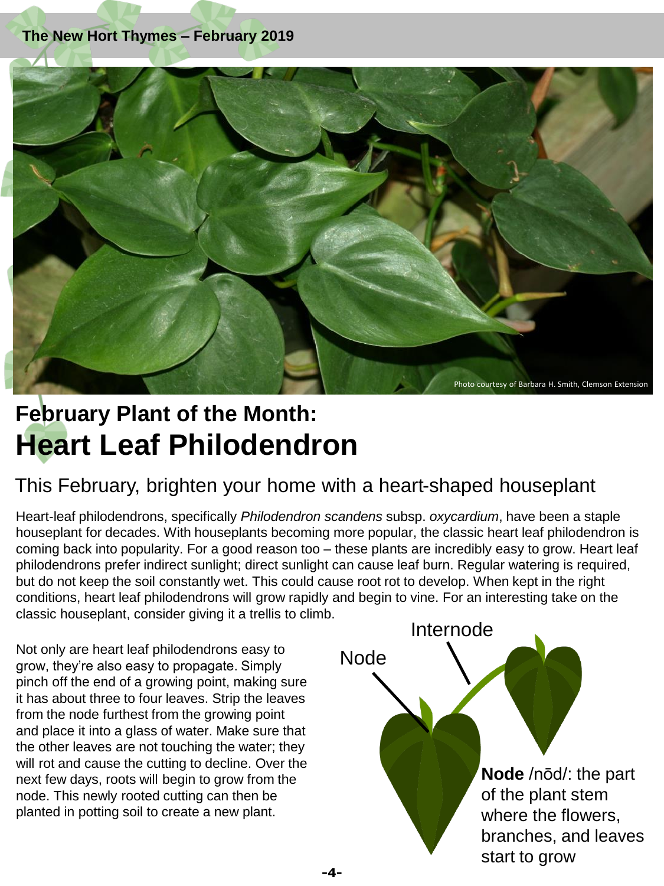Photo courtesy of Barbara H. Smith, Clemson Extension

## February Plant of the Month:

# Heart Leaf Philodendron

### This February, brighten your home with a heart-shaped houseplant

Heart-leaf philodendrons, specifically *Philodendron scandens* subsp. *oxycardium*, have been a staple houseplant for decades. With houseplants becoming more popular, the classic heart leaf philodendron is coming back into popularity. For a good reason too – these plants are incredibly easy to grow. Heart leaf philodendrons prefer indirect sunlight; direct sunlight can cause leaf burn. Regular watering is required, but do not keep the soil constantly wet. This could cause root rot to develop. When kept in the right conditions, heart leaf philodendrons will grow rapidly and begin to vine. For an interesting take on the classic houseplant, consider giving it a trellis to climb.

Not only are heart leaf philodendrons easy to grow, they're also easy to propagate. Simply pinch off the end of a growing point, making sure it has about three to four leaves. Strip the leaves from the node furthest from the growing point and place it into a glass of water. Make sure that the other leaves are not touching the water; they will rot and cause the cutting to decline. Over the next few days, roots will begin to grow from the node. This newly rooted cutting can then be planted in potting soil to create a new plant.

Internode

Node

**Node** /nōd/: the part of the plant stem where the flowers, branches, and leaves start to grow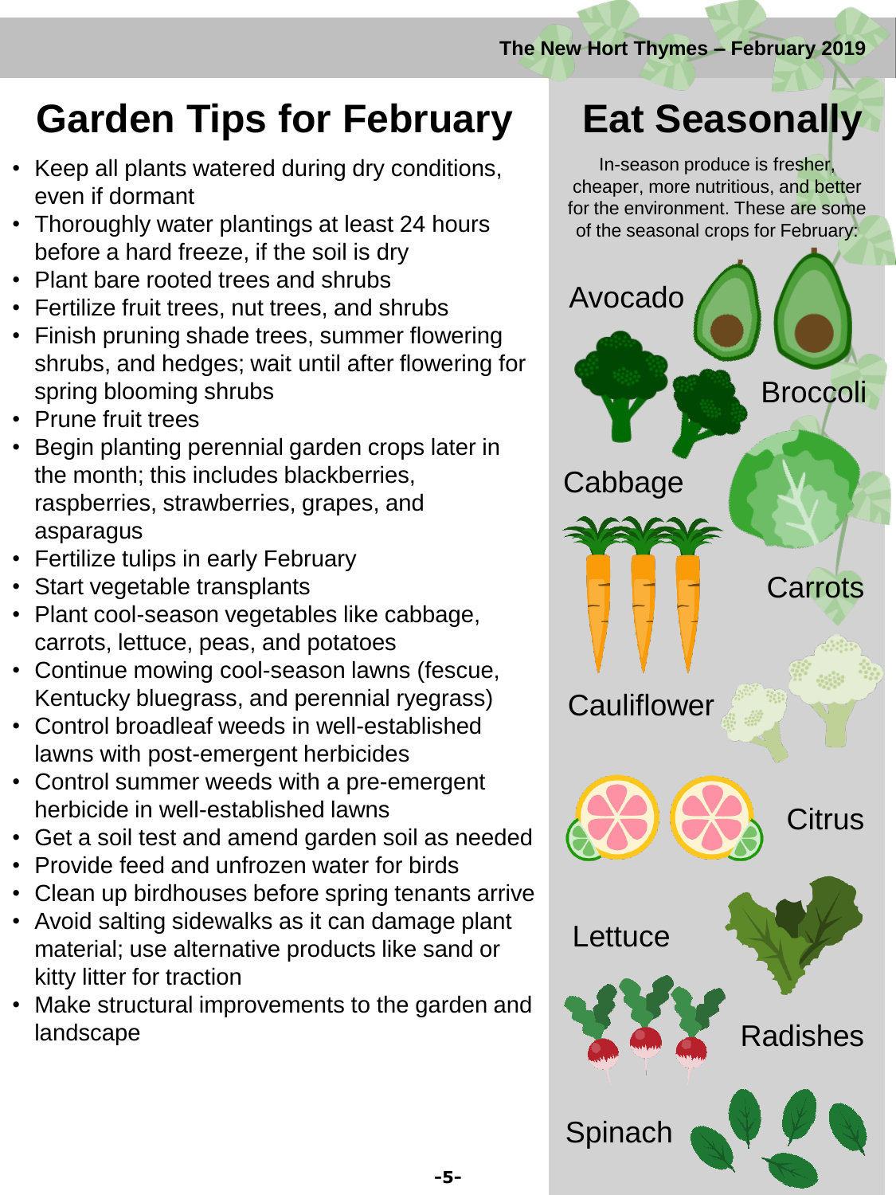# Garden Tips for February

- Keep all plants watered during dry conditions, even if dormant
- Thoroughly water plantings at least 24 hours before a hard freeze, if the soil is dry
- Plant bare rooted trees and shrubs
- Fertilize fruit trees, nut trees, and shrubs
- Finish pruning shade trees, summer flowering shrubs, and hedges; wait until after flowering for spring blooming shrubs
- Prune fruit trees
- Begin planting perennial garden crops later in the month; this includes blackberries, raspberries, strawberries, grapes, and asparagus
- Fertilize tulips in early February
- Start vegetable transplants
- Plant cool-season vegetables like cabbage, carrots, lettuce, peas, and potatoes
- Continue mowing cool-season lawns (fescue, Kentucky bluegrass, and perennial ryegrass)
- Control broadleaf weeds in well-established lawns with post-emergent herbicides
- Control summer weeds with a pre-emergent herbicide in well-established lawns
- Get a soil test and amend garden soil as needed
- Provide feed and unfrozen water for birds
- Clean up birdhouses before spring tenants arrive
- Avoid salting sidewalks as it can damage plant material; use alternative products like sand or kitty litter for traction
- Make structural improvements to the garden and landscape

# Eat Seasonally

In-season produce is fresher, cheaper, more nutritious, and better for the environment. These are some of the seasonal crops for February:

Avocado

Broccoli

Cabbage

Carrots

Cauliflower

Citrus

Lettuce

Radishes

Spinach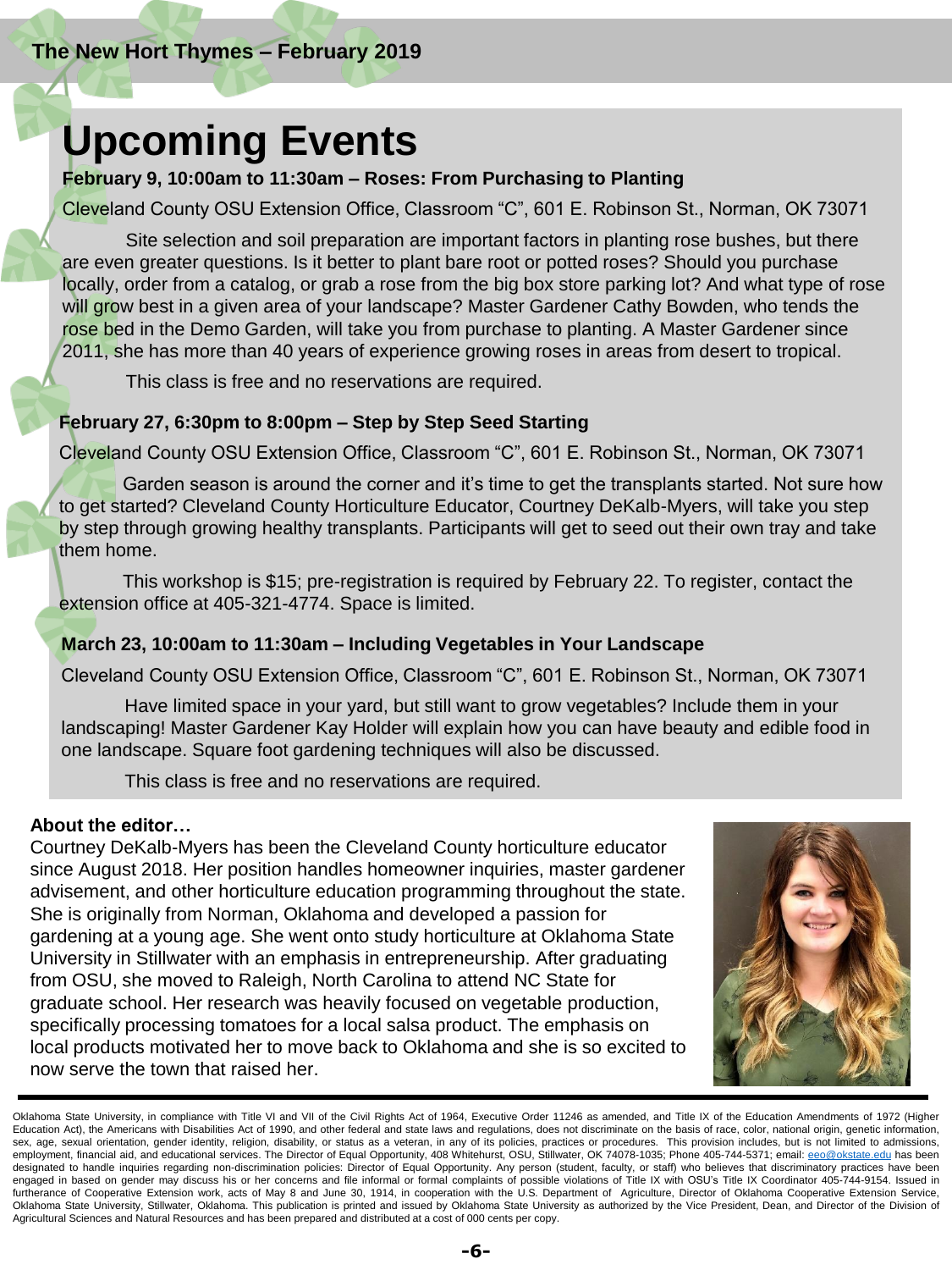# Upcoming Events

**February 9, 10:00am to 11:30am – Roses: From Purchasing to Planting**

Cleveland County OSU Extension Office, Classroom “C”, 601 E. Robinson St., Norman, OK 73071

Site selection and soil preparation are important factors in planting rose bushes, but there are even greater questions. Is it better to plant bare root or potted roses? Should you purchase locally, order from a catalog, or grab a rose from the big box store parking lot? And what type of rose will grow best in a given area of your landscape? Master Gardener Cathy Bowden, who tends the rose bed in the Demo Garden, will take you from purchase to planting. A Master Gardener since 2011, she has more than 40 years of experience growing roses in areas from desert to tropical.

This class is free and no reservations are required.

**February 27, 6:30pm to 8:00pm – Step by Step Seed Starting**

Cleveland County OSU Extension Office, Classroom “C”, 601 E. Robinson St., Norman, OK 73071

Garden season is around the corner and it’s time to get the transplants started. Not sure how to get started? Cleveland County Horticulture Educator, Courtney DeKalb-Myers, will take you step by step through growing healthy transplants. Participants will get to seed out their own tray and take them home.

This workshop is $15; pre-registration is required by February 22. To register, contact the extension office at 405-321-4774. Space is limited.

**March 23, 10:00am to 11:30am – Including Vegetables in Your Landscape**

Cleveland County OSU Extension Office, Classroom “C”, 601 E. Robinson St., Norman, OK 73071

Have limited space in your yard, but still want to grow vegetables? Include them in your landscaping! Master Gardener Kay Holder will explain how you can have beauty and edible food in one landscape. Square foot gardening techniques will also be discussed.

This class is free and no reservations are required.

**About the editor…**

Courtney DeKalb-Myers has been the Cleveland County horticulture educator since August 2018. Her position handles homeowner inquiries, master gardener advisement, and other horticulture education programming throughout the state. She is originally from Norman, Oklahoma and developed a passion for gardening at a young age. She went onto study horticulture at Oklahoma State University in Stillwater with an emphasis in entrepreneurship. After graduating from OSU, she moved to Raleigh, North Carolina to attend NC State for graduate school. Her research was heavily focused on vegetable production, specifically processing tomatoes for a local salsa product. The emphasis on local products motivated her to move back to Oklahoma and she is so excited to now serve the town that raised her.

---

Oklahoma State University, in compliance with Title VI and VII of the Civil Rights Act of 1964, Executive Order 11246 as amended, and Title IX of the Education Amendments of 1972 (Higher Education Act), the Americans with Disabilities Act of 1990, and other federal and state laws and regulations, does not discriminate on the basis of race, color, national origin, genetic information, sex, age, sexual orientation, gender identity, religion, disability, or status as a veteran, in any of its policies, practices or procedures. This provision includes, but is not limited to admissions, employment, financial aid, and educational services. The Director of Equal Opportunity, 408 Whitehurst, OSU, Stillwater, OK 74078-1035; Phone 405-744-5371; email: eeo@okstate.edu has been designated to handle inquiries regarding non-discrimination policies: Director of Equal Opportunity. Any person (student, faculty, or staff) who believes that discriminatory practices have been engaged in based on gender may discuss his or her concerns and file informal or formal complaints of possible violations of Title IX with OSU’s Title IX Coordinator 405-744-9154. Issued in furtherance of Cooperative Extension work, acts of May 8 and June 30, 1914, in cooperation with the U.S. Department of Agriculture, Director of Oklahoma Cooperative Extension Service, Oklahoma State University, Stillwater, Oklahoma. This publication is printed and issued by Oklahoma State University as authorized by the Vice President, Dean, and Director of the Division of Agricultural Sciences and Natural Resources and has been prepared and distributed at a cost of 000 cents per copy.